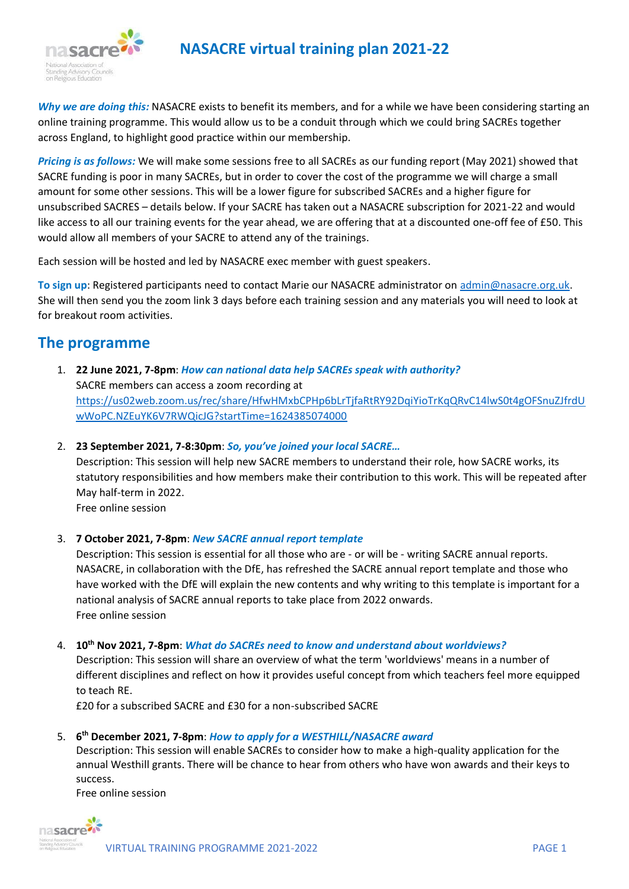// NASACRE virtual training plan 2021-22

# NASACRE virtual training plan 2021-22

***Why we are doing this:*** NASACRE exists to benefit its members, and for a while we have been considering starting an online training programme. This would allow us to be a conduit through which we could bring SACREs together across England, to highlight good practice within our membership.

***Pricing is as follows:*** We will make some sessions free to all SACREs as our funding report (May 2021) showed that SACRE funding is poor in many SACREs, but in order to cover the cost of the programme we will charge a small amount for some other sessions. This will be a lower figure for subscribed SACREs and a higher figure for unsubscribed SACRES – details below. If your SACRE has taken out a NASACRE subscription for 2021-22 and would like access to all our training events for the year ahead, we are offering that at a discounted one-off fee of £50. This would allow all members of your SACRE to attend any of the trainings.

Each session will be hosted and led by NASACRE exec member with guest speakers.

**To sign up**: Registered participants need to contact Marie our NASACRE administrator on admin@nasacre.org.uk. She will then send you the zoom link 3 days before each training session and any materials you will need to look at for breakout room activities.

## The programme

1. **22 June 2021, 7-8pm**: ***How can national data help SACREs speak with authority?***
   SACRE members can access a zoom recording at https://us02web.zoom.us/rec/share/HfwHMxbCPHp6bLrTjfaRtRY92DqiYioTrKqQRvC14lwS0t4gOFSnuZJfrdUwWoPC.NZEuYK6V7RWQicJG?startTime=1624385074000

2. **23 September 2021, 7-8:30pm**: ***So, you've joined your local SACRE…***
   Description: This session will help new SACRE members to understand their role, how SACRE works, its statutory responsibilities and how members make their contribution to this work. This will be repeated after May half-term in 2022.
   Free online session

3. **7 October 2021, 7-8pm**: ***New SACRE annual report template***
   Description: This session is essential for all those who are - or will be - writing SACRE annual reports. NASACRE, in collaboration with the DfE, has refreshed the SACRE annual report template and those who have worked with the DfE will explain the new contents and why writing to this template is important for a national analysis of SACRE annual reports to take place from 2022 onwards.
   Free online session

4. **10th Nov 2021, 7-8pm**: ***What do SACREs need to know and understand about worldviews?***
   Description: This session will share an overview of what the term 'worldviews' means in a number of different disciplines and reflect on how it provides useful concept from which teachers feel more equipped to teach RE.
   £20 for a subscribed SACRE and £30 for a non-subscribed SACRE

5. **6th December 2021, 7-8pm**: ***How to apply for a WESTHILL/NASACRE award***
   Description: This session will enable SACREs to consider how to make a high-quality application for the annual Westhill grants. There will be chance to hear from others who have won awards and their keys to success.
   Free online session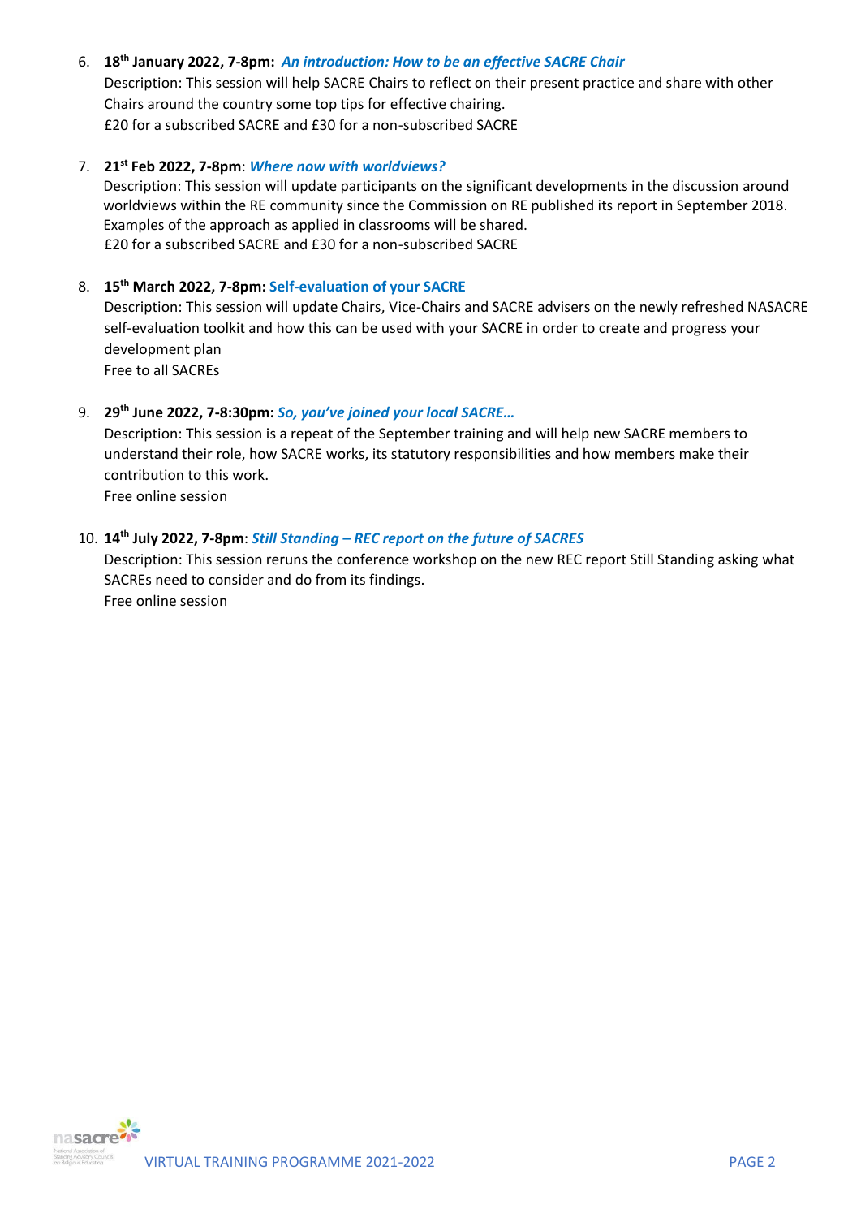6. **18th January 2022, 7-8pm:** ***An introduction: How to be an effective SACRE Chair***
   Description: This session will help SACRE Chairs to reflect on their present practice and share with other Chairs around the country some top tips for effective chairing.
   £20 for a subscribed SACRE and £30 for a non-subscribed SACRE

7. **21st Feb 2022, 7-8pm**: ***Where now with worldviews?***
   Description: This session will update participants on the significant developments in the discussion around worldviews within the RE community since the Commission on RE published its report in September 2018. Examples of the approach as applied in classrooms will be shared.
   £20 for a subscribed SACRE and £30 for a non-subscribed SACRE

8. **15th March 2022, 7-8pm: Self-evaluation of your SACRE**
   Description: This session will update Chairs, Vice-Chairs and SACRE advisers on the newly refreshed NASACRE self-evaluation toolkit and how this can be used with your SACRE in order to create and progress your development plan
   Free to all SACREs

9. **29th June 2022, 7-8:30pm:** ***So, you've joined your local SACRE…***
   Description: This session is a repeat of the September training and will help new SACRE members to understand their role, how SACRE works, its statutory responsibilities and how members make their contribution to this work.
   Free online session

10. **14th July 2022, 7-8pm**: ***Still Standing – REC report on the future of SACRES***
    Description: This session reruns the conference workshop on the new REC report Still Standing asking what SACREs need to consider and do from its findings.
    Free online session